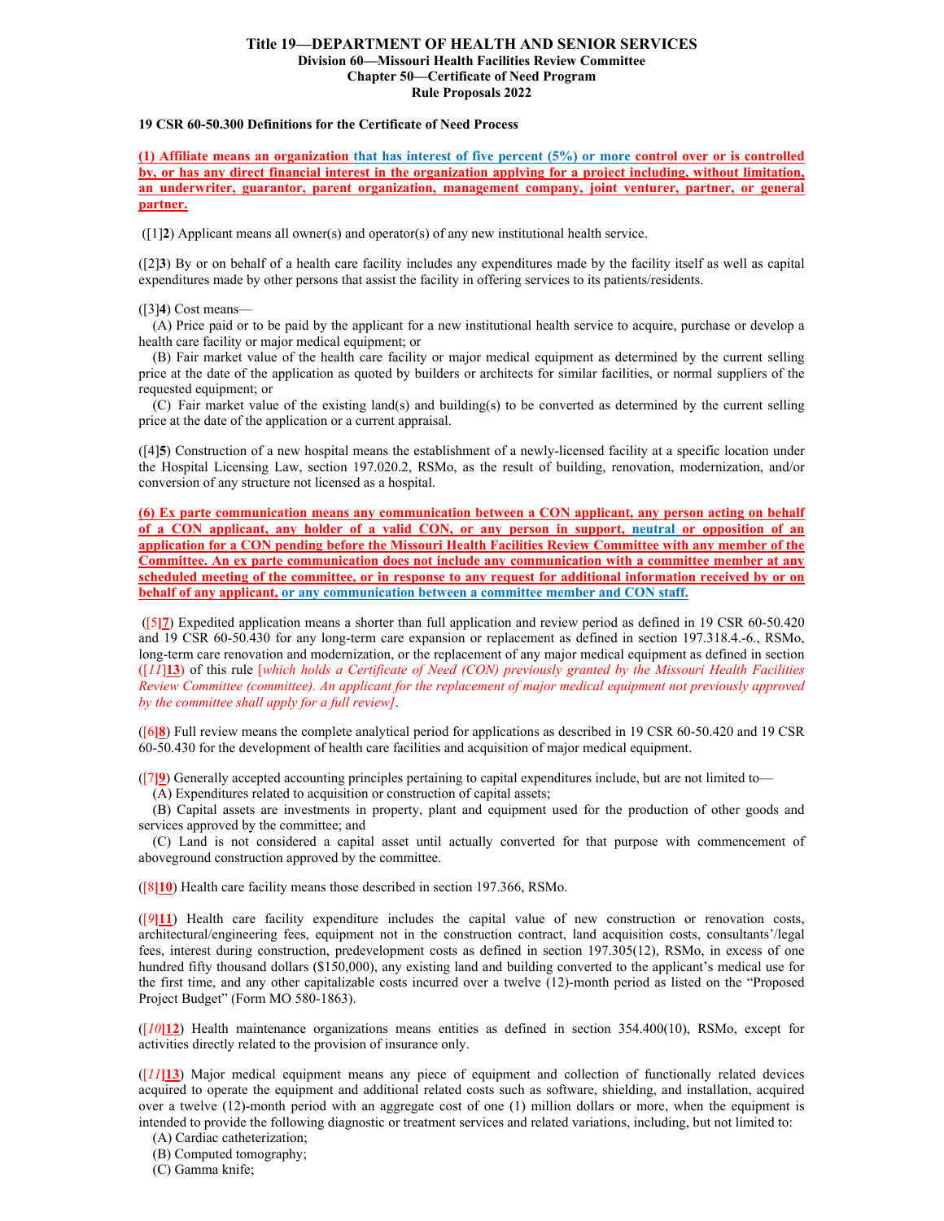**Title 19—DEPARTMENT OF HEALTH AND SENIOR SERVICES**
**Division 60—Missouri Health Facilities Review Committee**
**Chapter 50—Certificate of Need Program**
**Rule Proposals 2022**

**19 CSR 60-50.300 Definitions for the Certificate of Need Process**

**(1) Affiliate means an organization that has interest of five percent (5%) or more control over or is controlled by, or has any direct financial interest in the organization applying for a project including, without limitation, an underwriter, guarantor, parent organization, management company, joint venturer, partner, or general partner.**

([1]**2**) Applicant means all owner(s) and operator(s) of any new institutional health service.

([2]**3**) By or on behalf of a health care facility includes any expenditures made by the facility itself as well as capital expenditures made by other persons that assist the facility in offering services to its patients/residents.

([3]**4**) Cost means—
(A) Price paid or to be paid by the applicant for a new institutional health service to acquire, purchase or develop a health care facility or major medical equipment; or
(B) Fair market value of the health care facility or major medical equipment as determined by the current selling price at the date of the application as quoted by builders or architects for similar facilities, or normal suppliers of the requested equipment; or
(C) Fair market value of the existing land(s) and building(s) to be converted as determined by the current selling price at the date of the application or a current appraisal.

([4]**5**) Construction of a new hospital means the establishment of a newly-licensed facility at a specific location under the Hospital Licensing Law, section 197.020.2, RSMo, as the result of building, renovation, modernization, and/or conversion of any structure not licensed as a hospital.

**(6) Ex parte communication means any communication between a CON applicant, any person acting on behalf of a CON applicant, any holder of a valid CON, or any person in support, neutral or opposition of an application for a CON pending before the Missouri Health Facilities Review Committee with any member of the Committee. An ex parte communication does not include any communication with a committee member at any scheduled meeting of the committee, or in response to any request for additional information received by or on behalf of any applicant, or any communication between a committee member and CON staff.**

([5]**7**) Expedited application means a shorter than full application and review period as defined in 19 CSR 60-50.420 and 19 CSR 60-50.430 for any long-term care expansion or replacement as defined in section 197.318.4.-6., RSMo, long-term care renovation and modernization, or the replacement of any major medical equipment as defined in section ([*11*]**13**) of this rule [*which holds a Certificate of Need (CON) previously granted by the Missouri Health Facilities Review Committee (committee). An applicant for the replacement of major medical equipment not previously approved by the committee shall apply for a full review]*.

([6]**8**) Full review means the complete analytical period for applications as described in 19 CSR 60-50.420 and 19 CSR 60-50.430 for the development of health care facilities and acquisition of major medical equipment.

([7]**9**) Generally accepted accounting principles pertaining to capital expenditures include, but are not limited to—
(A) Expenditures related to acquisition or construction of capital assets;
(B) Capital assets are investments in property, plant and equipment used for the production of other goods and services approved by the committee; and
(C) Land is not considered a capital asset until actually converted for that purpose with commencement of aboveground construction approved by the committee.

([8]**10**) Health care facility means those described in section 197.366, RSMo.

([*9*]**11**) Health care facility expenditure includes the capital value of new construction or renovation costs, architectural/engineering fees, equipment not in the construction contract, land acquisition costs, consultants'/legal fees, interest during construction, predevelopment costs as defined in section 197.305(12), RSMo, in excess of one hundred fifty thousand dollars ($150,000), any existing land and building converted to the applicant's medical use for the first time, and any other capitalizable costs incurred over a twelve (12)-month period as listed on the "Proposed Project Budget" (Form MO 580-1863).

([*10*]**12**) Health maintenance organizations means entities as defined in section 354.400(10), RSMo, except for activities directly related to the provision of insurance only.

([*11*]**13**) Major medical equipment means any piece of equipment and collection of functionally related devices acquired to operate the equipment and additional related costs such as software, shielding, and installation, acquired over a twelve (12)-month period with an aggregate cost of one (1) million dollars or more, when the equipment is intended to provide the following diagnostic or treatment services and related variations, including, but not limited to:
(A) Cardiac catheterization;
(B) Computed tomography;
(C) Gamma knife;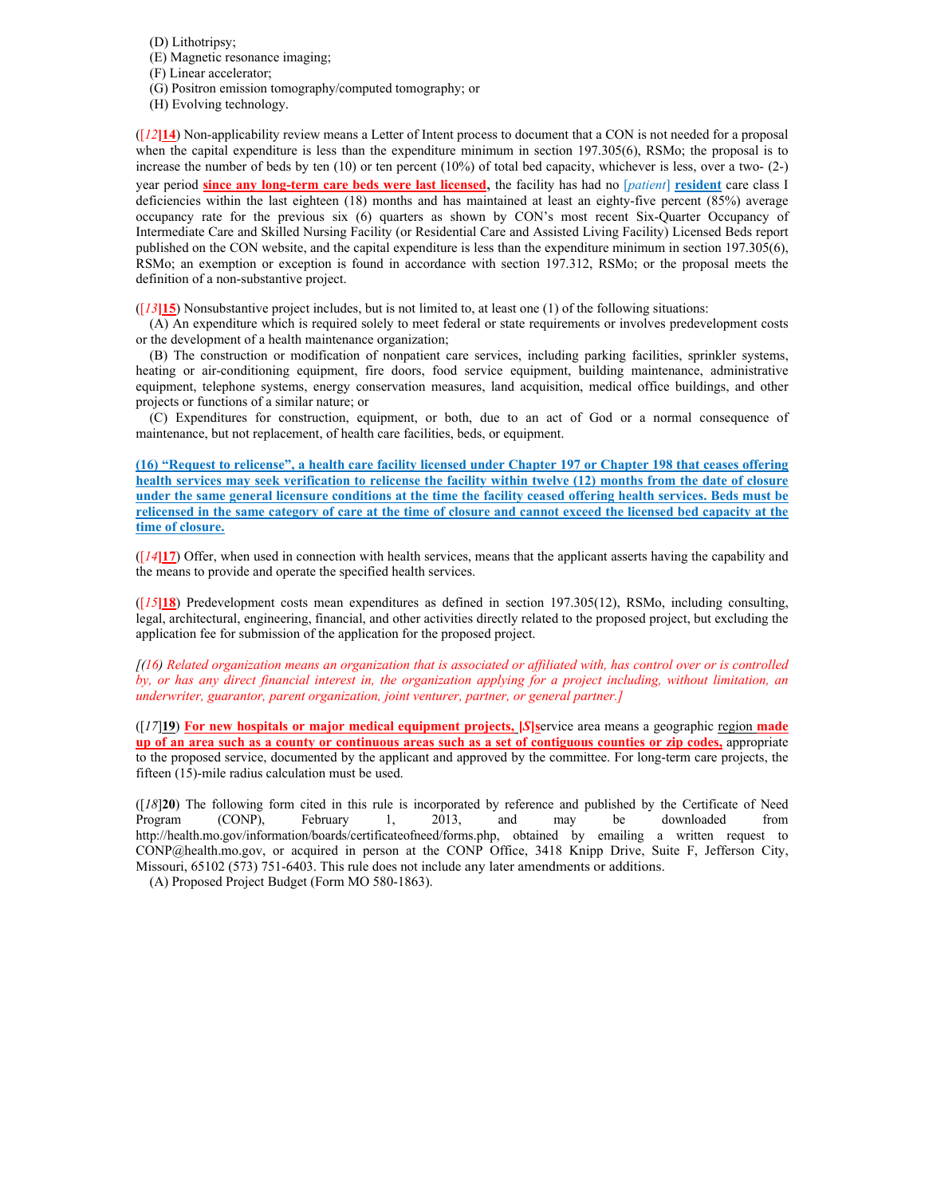(D) Lithotripsy;
(E) Magnetic resonance imaging;
(F) Linear accelerator;
(G) Positron emission tomography/computed tomography; or
(H) Evolving technology.

([*12*]**14**) Non-applicability review means a Letter of Intent process to document that a CON is not needed for a proposal when the capital expenditure is less than the expenditure minimum in section 197.305(6), RSMo; the proposal is to increase the number of beds by ten (10) or ten percent (10%) of total bed capacity, whichever is less, over a two- (2-) year period **since any long-term care beds were last licensed**, the facility has had no [*patient*] **resident** care class I deficiencies within the last eighteen (18) months and has maintained at least an eighty-five percent (85%) average occupancy rate for the previous six (6) quarters as shown by CON's most recent Six-Quarter Occupancy of Intermediate Care and Skilled Nursing Facility (or Residential Care and Assisted Living Facility) Licensed Beds report published on the CON website, and the capital expenditure is less than the expenditure minimum in section 197.305(6), RSMo; an exemption or exception is found in accordance with section 197.312, RSMo; or the proposal meets the definition of a non-substantive project.

([*13*]**15**) Nonsubstantive project includes, but is not limited to, at least one (1) of the following situations:
(A) An expenditure which is required solely to meet federal or state requirements or involves predevelopment costs or the development of a health maintenance organization;
(B) The construction or modification of nonpatient care services, including parking facilities, sprinkler systems, heating or air-conditioning equipment, fire doors, food service equipment, building maintenance, administrative equipment, telephone systems, energy conservation measures, land acquisition, medical office buildings, and other projects or functions of a similar nature; or
(C) Expenditures for construction, equipment, or both, due to an act of God or a normal consequence of maintenance, but not replacement, of health care facilities, beds, or equipment.

**(16) "Request to relicense", a health care facility licensed under Chapter 197 or Chapter 198 that ceases offering health services may seek verification to relicense the facility within twelve (12) months from the date of closure under the same general licensure conditions at the time the facility ceased offering health services. Beds must be relicensed in the same category of care at the time of closure and cannot exceed the licensed bed capacity at the time of closure.**

([*14*]**17**) Offer, when used in connection with health services, means that the applicant asserts having the capability and the means to provide and operate the specified health services.

([*15*]**18**) Predevelopment costs mean expenditures as defined in section 197.305(12), RSMo, including consulting, legal, architectural, engineering, financial, and other activities directly related to the proposed project, but excluding the application fee for submission of the application for the proposed project.

*[(16) Related organization means an organization that is associated or affiliated with, has control over or is controlled by, or has any direct financial interest in, the organization applying for a project including, without limitation, an underwriter, guarantor, parent organization, joint venturer, partner, or general partner.]*

([*17*]**19**) **For new hospitals or major medical equipment projects, [*S*]s**ervice area means a geographic region **made up of an area such as a county or continuous areas such as a set of contiguous counties or zip codes,** appropriate to the proposed service, documented by the applicant and approved by the committee. For long-term care projects, the fifteen (15)-mile radius calculation must be used.

([*18*]**20**) The following form cited in this rule is incorporated by reference and published by the Certificate of Need Program (CONP), February 1, 2013, and may be downloaded from http://health.mo.gov/information/boards/certificateofneed/forms.php, obtained by emailing a written request to CONP@health.mo.gov, or acquired in person at the CONP Office, 3418 Knipp Drive, Suite F, Jefferson City, Missouri, 65102 (573) 751-6403. This rule does not include any later amendments or additions.
(A) Proposed Project Budget (Form MO 580-1863).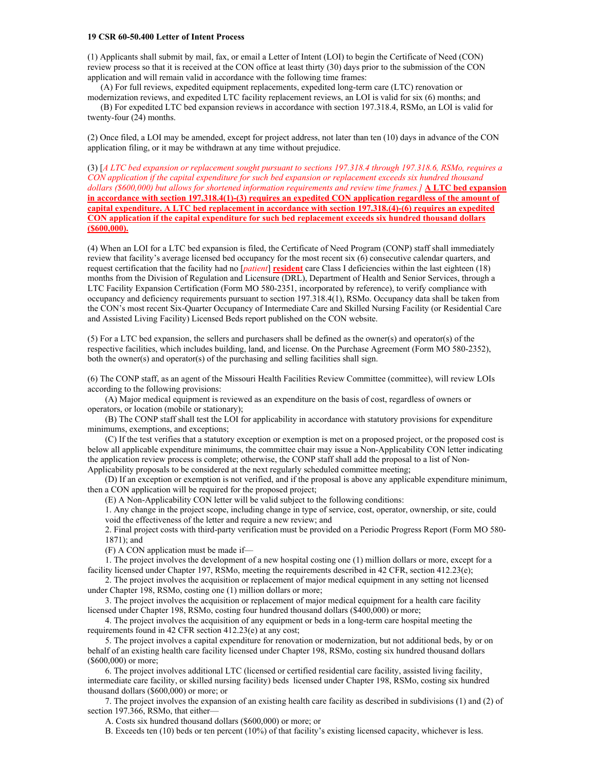**19 CSR 60-50.400 Letter of Intent Process**

(1) Applicants shall submit by mail, fax, or email a Letter of Intent (LOI) to begin the Certificate of Need (CON) review process so that it is received at the CON office at least thirty (30) days prior to the submission of the CON application and will remain valid in accordance with the following time frames:

(A) For full reviews, expedited equipment replacements, expedited long-term care (LTC) renovation or modernization reviews, and expedited LTC facility replacement reviews, an LOI is valid for six (6) months; and

(B) For expedited LTC bed expansion reviews in accordance with section 197.318.4, RSMo, an LOI is valid for twenty-four (24) months.

(2) Once filed, a LOI may be amended, except for project address, not later than ten (10) days in advance of the CON application filing, or it may be withdrawn at any time without prejudice.

(3) [*A LTC bed expansion or replacement sought pursuant to sections 197.318.4 through 197.318.6, RSMo, requires a CON application if the capital expenditure for such bed expansion or replacement exceeds six hundred thousand dollars ($600,000) but allows for shortened information requirements and review time frames.*] **A LTC bed expansion in accordance with section 197.318.4(1)-(3) requires an expedited CON application regardless of the amount of capital expenditure. A LTC bed replacement in accordance with section 197.318.(4)-(6) requires an expedited CON application if the capital expenditure for such bed replacement exceeds six hundred thousand dollars ($600,000).**

(4) When an LOI for a LTC bed expansion is filed, the Certificate of Need Program (CONP) staff shall immediately review that facility's average licensed bed occupancy for the most recent six (6) consecutive calendar quarters, and request certification that the facility had no [*patient*] **resident** care Class I deficiencies within the last eighteen (18) months from the Division of Regulation and Licensure (DRL), Department of Health and Senior Services, through a LTC Facility Expansion Certification (Form MO 580-2351, incorporated by reference), to verify compliance with occupancy and deficiency requirements pursuant to section 197.318.4(1), RSMo. Occupancy data shall be taken from the CON's most recent Six-Quarter Occupancy of Intermediate Care and Skilled Nursing Facility (or Residential Care and Assisted Living Facility) Licensed Beds report published on the CON website.

(5) For a LTC bed expansion, the sellers and purchasers shall be defined as the owner(s) and operator(s) of the respective facilities, which includes building, land, and license. On the Purchase Agreement (Form MO 580-2352), both the owner(s) and operator(s) of the purchasing and selling facilities shall sign.

(6) The CONP staff, as an agent of the Missouri Health Facilities Review Committee (committee), will review LOIs according to the following provisions:

(A) Major medical equipment is reviewed as an expenditure on the basis of cost, regardless of owners or operators, or location (mobile or stationary);

(B) The CONP staff shall test the LOI for applicability in accordance with statutory provisions for expenditure minimums, exemptions, and exceptions;

(C) If the test verifies that a statutory exception or exemption is met on a proposed project, or the proposed cost is below all applicable expenditure minimums, the committee chair may issue a Non-Applicability CON letter indicating the application review process is complete; otherwise, the CONP staff shall add the proposal to a list of Non-Applicability proposals to be considered at the next regularly scheduled committee meeting;

(D) If an exception or exemption is not verified, and if the proposal is above any applicable expenditure minimum, then a CON application will be required for the proposed project;

(E) A Non-Applicability CON letter will be valid subject to the following conditions:

1. Any change in the project scope, including change in type of service, cost, operator, ownership, or site, could void the effectiveness of the letter and require a new review; and

2. Final project costs with third-party verification must be provided on a Periodic Progress Report (Form MO 580-1871); and

(F) A CON application must be made if—

1. The project involves the development of a new hospital costing one (1) million dollars or more, except for a facility licensed under Chapter 197, RSMo, meeting the requirements described in 42 CFR, section 412.23(e);

2. The project involves the acquisition or replacement of major medical equipment in any setting not licensed under Chapter 198, RSMo, costing one (1) million dollars or more;

3. The project involves the acquisition or replacement of major medical equipment for a health care facility licensed under Chapter 198, RSMo, costing four hundred thousand dollars ($400,000) or more;

4. The project involves the acquisition of any equipment or beds in a long-term care hospital meeting the requirements found in 42 CFR section 412.23(e) at any cost;

5. The project involves a capital expenditure for renovation or modernization, but not additional beds, by or on behalf of an existing health care facility licensed under Chapter 198, RSMo, costing six hundred thousand dollars ($600,000) or more;

6. The project involves additional LTC (licensed or certified residential care facility, assisted living facility, intermediate care facility, or skilled nursing facility) beds licensed under Chapter 198, RSMo, costing six hundred thousand dollars ($600,000) or more; or

7. The project involves the expansion of an existing health care facility as described in subdivisions (1) and (2) of section 197.366, RSMo, that either—

A. Costs six hundred thousand dollars ($600,000) or more; or

B. Exceeds ten (10) beds or ten percent (10%) of that facility's existing licensed capacity, whichever is less.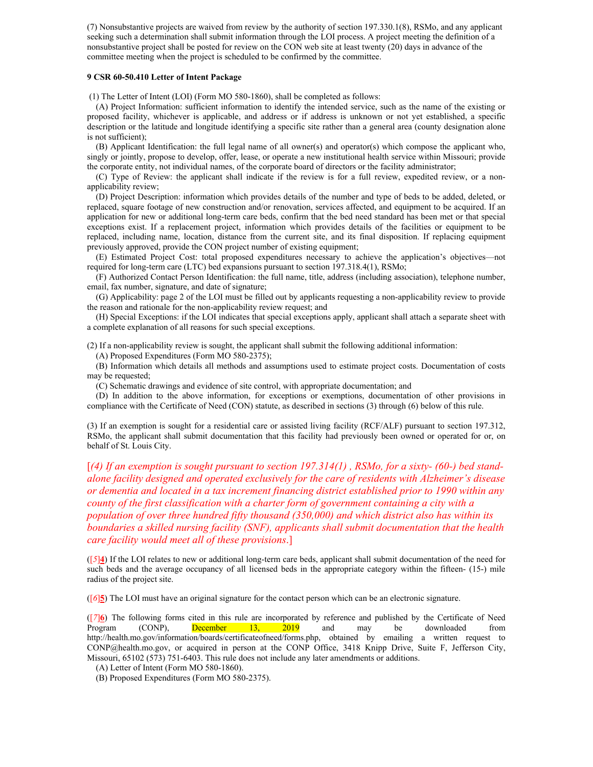(7) Nonsubstantive projects are waived from review by the authority of section 197.330.1(8), RSMo, and any applicant seeking such a determination shall submit information through the LOI process. A project meeting the definition of a nonsubstantive project shall be posted for review on the CON web site at least twenty (20) days in advance of the committee meeting when the project is scheduled to be confirmed by the committee.

**9 CSR 60-50.410 Letter of Intent Package**

(1) The Letter of Intent (LOI) (Form MO 580-1860), shall be completed as follows:

(A) Project Information: sufficient information to identify the intended service, such as the name of the existing or proposed facility, whichever is applicable, and address or if address is unknown or not yet established, a specific description or the latitude and longitude identifying a specific site rather than a general area (county designation alone is not sufficient);

(B) Applicant Identification: the full legal name of all owner(s) and operator(s) which compose the applicant who, singly or jointly, propose to develop, offer, lease, or operate a new institutional health service within Missouri; provide the corporate entity, not individual names, of the corporate board of directors or the facility administrator;

(C) Type of Review: the applicant shall indicate if the review is for a full review, expedited review, or a non-applicability review;

(D) Project Description: information which provides details of the number and type of beds to be added, deleted, or replaced, square footage of new construction and/or renovation, services affected, and equipment to be acquired. If an application for new or additional long-term care beds, confirm that the bed need standard has been met or that special exceptions exist. If a replacement project, information which provides details of the facilities or equipment to be replaced, including name, location, distance from the current site, and its final disposition. If replacing equipment previously approved, provide the CON project number of existing equipment;

(E) Estimated Project Cost: total proposed expenditures necessary to achieve the application's objectives—not required for long-term care (LTC) bed expansions pursuant to section 197.318.4(1), RSMo;

(F) Authorized Contact Person Identification: the full name, title, address (including association), telephone number, email, fax number, signature, and date of signature;

(G) Applicability: page 2 of the LOI must be filled out by applicants requesting a non-applicability review to provide the reason and rationale for the non-applicability review request; and

(H) Special Exceptions: if the LOI indicates that special exceptions apply, applicant shall attach a separate sheet with a complete explanation of all reasons for such special exceptions.

(2) If a non-applicability review is sought, the applicant shall submit the following additional information:

(A) Proposed Expenditures (Form MO 580-2375);

(B) Information which details all methods and assumptions used to estimate project costs. Documentation of costs may be requested;

(C) Schematic drawings and evidence of site control, with appropriate documentation; and

(D) In addition to the above information, for exceptions or exemptions, documentation of other provisions in compliance with the Certificate of Need (CON) statute, as described in sections (3) through (6) below of this rule.

(3) If an exemption is sought for a residential care or assisted living facility (RCF/ALF) pursuant to section 197.312, RSMo, the applicant shall submit documentation that this facility had previously been owned or operated for or, on behalf of St. Louis City.

[*(4) If an exemption is sought pursuant to section 197.314(1) , RSMo, for a sixty- (60-) bed stand-alone facility designed and operated exclusively for the care of residents with Alzheimer's disease or dementia and located in a tax increment financing district established prior to 1990 within any county of the first classification with a charter form of government containing a city with a population of over three hundred fifty thousand (350,000) and which district also has within its boundaries a skilled nursing facility (SNF), applicants shall submit documentation that the health care facility would meet all of these provisions*.]

([*5*]**4**) If the LOI relates to new or additional long-term care beds, applicant shall submit documentation of the need for such beds and the average occupancy of all licensed beds in the appropriate category within the fifteen- (15-) mile radius of the project site.

([*6*]**5**) The LOI must have an original signature for the contact person which can be an electronic signature.

([*7*]**6**) The following forms cited in this rule are incorporated by reference and published by the Certificate of Need Program (CONP), December 13, 2019 and may be downloaded from http://health.mo.gov/information/boards/certificateofneed/forms.php, obtained by emailing a written request to CONP@health.mo.gov, or acquired in person at the CONP Office, 3418 Knipp Drive, Suite F, Jefferson City, Missouri, 65102 (573) 751-6403. This rule does not include any later amendments or additions.

(A) Letter of Intent (Form MO 580-1860).

(B) Proposed Expenditures (Form MO 580-2375).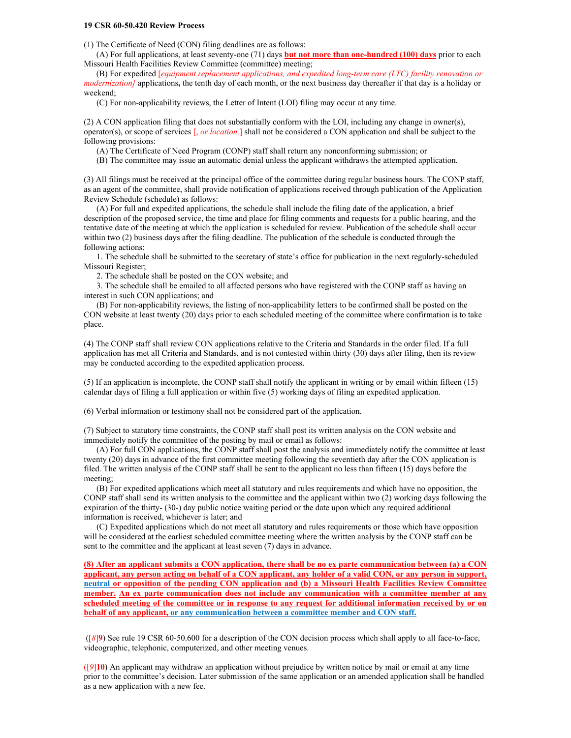**19 CSR 60-50.420 Review Process**

(1) The Certificate of Need (CON) filing deadlines are as follows:

(A) For full applications, at least seventy-one (71) days **but not more than one-hundred (100) days** prior to each Missouri Health Facilities Review Committee (committee) meeting;

(B) For expedited [*equipment replacement applications, and expedited long-term care (LTC) facility renovation or modernization]* applications**,** the tenth day of each month, or the next business day thereafter if that day is a holiday or weekend;

(C) For non-applicability reviews, the Letter of Intent (LOI) filing may occur at any time.

(2) A CON application filing that does not substantially conform with the LOI, including any change in owner(s), operator(s), or scope of services [*, or location,*] shall not be considered a CON application and shall be subject to the following provisions:

(A) The Certificate of Need Program (CONP) staff shall return any nonconforming submission; or

(B) The committee may issue an automatic denial unless the applicant withdraws the attempted application.

(3) All filings must be received at the principal office of the committee during regular business hours. The CONP staff, as an agent of the committee, shall provide notification of applications received through publication of the Application Review Schedule (schedule) as follows:

(A) For full and expedited applications, the schedule shall include the filing date of the application, a brief description of the proposed service, the time and place for filing comments and requests for a public hearing, and the tentative date of the meeting at which the application is scheduled for review. Publication of the schedule shall occur within two (2) business days after the filing deadline. The publication of the schedule is conducted through the following actions:

1. The schedule shall be submitted to the secretary of state's office for publication in the next regularly-scheduled Missouri Register;

2. The schedule shall be posted on the CON website; and

3. The schedule shall be emailed to all affected persons who have registered with the CONP staff as having an interest in such CON applications; and

(B) For non-applicability reviews, the listing of non-applicability letters to be confirmed shall be posted on the CON website at least twenty (20) days prior to each scheduled meeting of the committee where confirmation is to take place.

(4) The CONP staff shall review CON applications relative to the Criteria and Standards in the order filed. If a full application has met all Criteria and Standards, and is not contested within thirty (30) days after filing, then its review may be conducted according to the expedited application process.

(5) If an application is incomplete, the CONP staff shall notify the applicant in writing or by email within fifteen (15) calendar days of filing a full application or within five (5) working days of filing an expedited application.

(6) Verbal information or testimony shall not be considered part of the application.

(7) Subject to statutory time constraints, the CONP staff shall post its written analysis on the CON website and immediately notify the committee of the posting by mail or email as follows:

(A) For full CON applications, the CONP staff shall post the analysis and immediately notify the committee at least twenty (20) days in advance of the first committee meeting following the seventieth day after the CON application is filed. The written analysis of the CONP staff shall be sent to the applicant no less than fifteen (15) days before the meeting;

(B) For expedited applications which meet all statutory and rules requirements and which have no opposition, the CONP staff shall send its written analysis to the committee and the applicant within two (2) working days following the expiration of the thirty- (30-) day public notice waiting period or the date upon which any required additional information is received, whichever is later; and

(C) Expedited applications which do not meet all statutory and rules requirements or those which have opposition will be considered at the earliest scheduled committee meeting where the written analysis by the CONP staff can be sent to the committee and the applicant at least seven (7) days in advance.

**(8) After an applicant submits a CON application, there shall be no ex parte communication between (a) a CON applicant, any person acting on behalf of a CON applicant, any holder of a valid CON, or any person in support, neutral or opposition of the pending CON application and (b) a Missouri Health Facilities Review Committee member. An ex parte communication does not include any communication with a committee member at any scheduled meeting of the committee or in response to any request for additional information received by or on behalf of any applicant, or any communication between a committee member and CON staff.**

([*8*]**9**) See rule 19 CSR 60-50.600 for a description of the CON decision process which shall apply to all face-to-face, videographic, telephonic, computerized, and other meeting venues.

([*9*]**10**) An applicant may withdraw an application without prejudice by written notice by mail or email at any time prior to the committee's decision. Later submission of the same application or an amended application shall be handled as a new application with a new fee.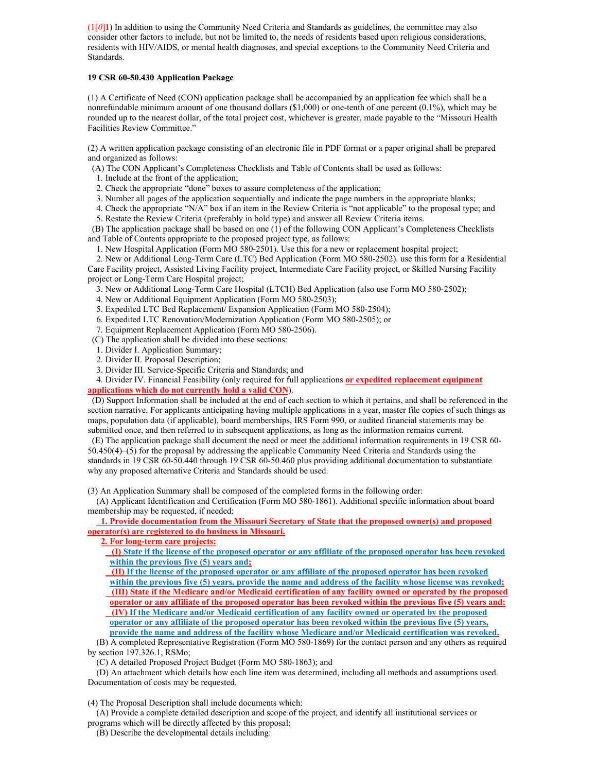(1[0]1) In addition to using the Community Need Criteria and Standards as guidelines, the committee may also consider other factors to include, but not be limited to, the needs of residents based upon religious considerations, residents with HIV/AIDS, or mental health diagnoses, and special exceptions to the Community Need Criteria and Standards.

**19 CSR 60-50.430 Application Package**

(1) A Certificate of Need (CON) application package shall be accompanied by an application fee which shall be a nonrefundable minimum amount of one thousand dollars ($1,000) or one-tenth of one percent (0.1%), which may be rounded up to the nearest dollar, of the total project cost, whichever is greater, made payable to the "Missouri Health Facilities Review Committee."

(2) A written application package consisting of an electronic file in PDF format or a paper original shall be prepared and organized as follows:

(A) The CON Applicant's Completeness Checklists and Table of Contents shall be used as follows:

1. Include at the front of the application;
2. Check the appropriate "done" boxes to assure completeness of the application;
3. Number all pages of the application sequentially and indicate the page numbers in the appropriate blanks;
4. Check the appropriate "N/A" box if an item in the Review Criteria is "not applicable" to the proposal type; and
5. Restate the Review Criteria (preferably in bold type) and answer all Review Criteria items.

(B) The application package shall be based on one (1) of the following CON Applicant's Completeness Checklists and Table of Contents appropriate to the proposed project type, as follows:

1. New Hospital Application (Form MO 580-2501). Use this for a new or replacement hospital project;
2. New or Additional Long-Term Care (LTC) Bed Application (Form MO 580-2502). use this form for a Residential Care Facility project, Assisted Living Facility project, Intermediate Care Facility project, or Skilled Nursing Facility project or Long-Term Care Hospital project;
3. New or Additional Long-Term Care Hospital (LTCH) Bed Application (also use Form MO 580-2502);
4. New or Additional Equipment Application (Form MO 580-2503);
5. Expedited LTC Bed Replacement/ Expansion Application (Form MO 580-2504);
6. Expedited LTC Renovation/Modernization Application (Form MO 580-2505); or
7. Equipment Replacement Application (Form MO 580-2506).

(C) The application shall be divided into these sections:

1. Divider I. Application Summary;
2. Divider II. Proposal Description;
3. Divider III. Service-Specific Criteria and Standards; and
4. Divider IV. Financial Feasibility (only required for full applications **or expedited replacement equipment applications which do not currently hold a valid CON**).

(D) Support Information shall be included at the end of each section to which it pertains, and shall be referenced in the section narrative. For applicants anticipating having multiple applications in a year, master file copies of such things as maps, population data (if applicable), board memberships, IRS Form 990, or audited financial statements may be submitted once, and then referred to in subsequent applications, as long as the information remains current.

(E) The application package shall document the need or meet the additional information requirements in 19 CSR 60-50.450(4)–(5) for the proposal by addressing the applicable Community Need Criteria and Standards using the standards in 19 CSR 60-50.440 through 19 CSR 60-50.460 plus providing additional documentation to substantiate why any proposed alternative Criteria and Standards should be used.

(3) An Application Summary shall be composed of the completed forms in the following order:

(A) Applicant Identification and Certification (Form MO 580-1861). Additional specific information about board membership may be requested, if needed;

**1. Provide documentation from the Missouri Secretary of State that the proposed owner(s) and proposed operator(s) are registered to do business in Missouri.**

**2. For long-term care projects:**

**(I) State if the license of the proposed operator or any affiliate of the proposed operator has been revoked within the previous five (5) years and;**

**(II) If the license of the proposed operator or any affiliate of the proposed operator has been revoked within the previous five (5) years, provide the name and address of the facility whose license was revoked;**

**(III) State if the Medicare and/or Medicaid certification of any facility owned or operated by the proposed operator or any affiliate of the proposed operator has been revoked within the previous five (5) years and;**

**(IV) If the Medicare and/or Medicaid certification of any facility owned or operated by the proposed operator or any affiliate of the proposed operator has been revoked within the previous five (5) years, provide the name and address of the facility whose Medicare and/or Medicaid certification was revoked.**

(B) A completed Representative Registration (Form MO 580-1869) for the contact person and any others as required by section 197.326.1, RSMo;

(C) A detailed Proposed Project Budget (Form MO 580-1863); and

(D) An attachment which details how each line item was determined, including all methods and assumptions used. Documentation of costs may be requested.

(4) The Proposal Description shall include documents which:

(A) Provide a complete detailed description and scope of the project, and identify all institutional services or programs which will be directly affected by this proposal;

(B) Describe the developmental details including: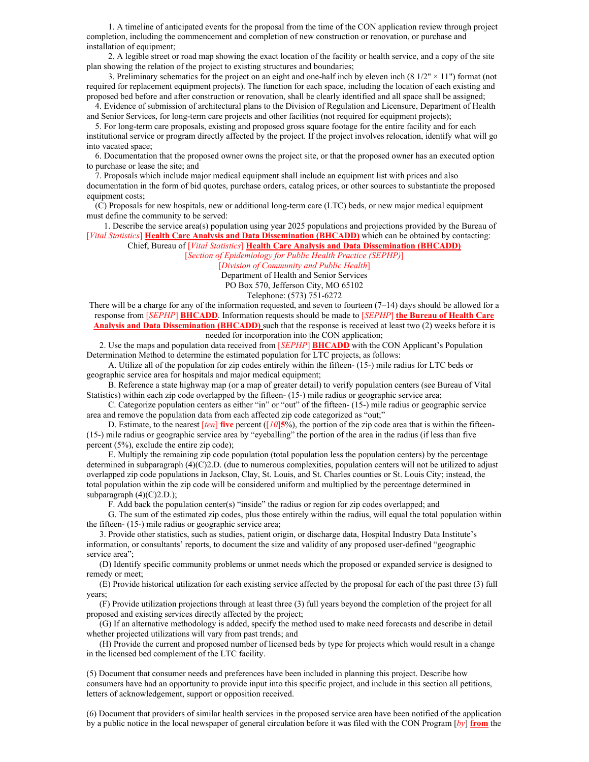1. A timeline of anticipated events for the proposal from the time of the CON application review through project completion, including the commencement and completion of new construction or renovation, or purchase and installation of equipment;

2. A legible street or road map showing the exact location of the facility or health service, and a copy of the site plan showing the relation of the project to existing structures and boundaries;

3. Preliminary schematics for the project on an eight and one-half inch by eleven inch (8 1/2" × 11") format (not required for replacement equipment projects). The function for each space, including the location of each existing and proposed bed before and after construction or renovation, shall be clearly identified and all space shall be assigned;

4. Evidence of submission of architectural plans to the Division of Regulation and Licensure, Department of Health and Senior Services, for long-term care projects and other facilities (not required for equipment projects);

5. For long-term care proposals, existing and proposed gross square footage for the entire facility and for each institutional service or program directly affected by the project. If the project involves relocation, identify what will go into vacated space;

6. Documentation that the proposed owner owns the project site, or that the proposed owner has an executed option to purchase or lease the site; and

7. Proposals which include major medical equipment shall include an equipment list with prices and also documentation in the form of bid quotes, purchase orders, catalog prices, or other sources to substantiate the proposed equipment costs;

(C) Proposals for new hospitals, new or additional long-term care (LTC) beds, or new major medical equipment must define the community to be served:

1. Describe the service area(s) population using year 2025 populations and projections provided by the Bureau of [*Vital Statistics*] **Health Care Analysis and Data Dissemination (BHCADD)** which can be obtained by contacting:

Chief, Bureau of [*Vital Statistics*] **Health Care Analysis and Data Dissemination (BHCADD)**
[*Section of Epidemiology for Public Health Practice (SEPHP)*]
[*Division of Community and Public Health*]
Department of Health and Senior Services
PO Box 570, Jefferson City, MO 65102
Telephone: (573) 751-6272

There will be a charge for any of the information requested, and seven to fourteen (7–14) days should be allowed for a response from [*SEPHP*] **BHCADD**. Information requests should be made to [*SEPHP*] **the Bureau of Health Care Analysis and Data Dissemination (BHCADD)** such that the response is received at least two (2) weeks before it is needed for incorporation into the CON application;

2. Use the maps and population data received from [*SEPHP*] **BHCADD** with the CON Applicant's Population Determination Method to determine the estimated population for LTC projects, as follows:

A. Utilize all of the population for zip codes entirely within the fifteen- (15-) mile radius for LTC beds or geographic service area for hospitals and major medical equipment;

B. Reference a state highway map (or a map of greater detail) to verify population centers (see Bureau of Vital Statistics) within each zip code overlapped by the fifteen- (15-) mile radius or geographic service area;

C. Categorize population centers as either "in" or "out" of the fifteen- (15-) mile radius or geographic service area and remove the population data from each affected zip code categorized as "out;"

D. Estimate, to the nearest [*ten*] **five** percent ([*10*]**5**%), the portion of the zip code area that is within the fifteen- (15-) mile radius or geographic service area by "eyeballing" the portion of the area in the radius (if less than five percent (5%), exclude the entire zip code);

E. Multiply the remaining zip code population (total population less the population centers) by the percentage determined in subparagraph (4)(C)2.D. (due to numerous complexities, population centers will not be utilized to adjust overlapped zip code populations in Jackson, Clay, St. Louis, and St. Charles counties or St. Louis City; instead, the total population within the zip code will be considered uniform and multiplied by the percentage determined in subparagraph (4)(C)2.D.);

F. Add back the population center(s) "inside" the radius or region for zip codes overlapped; and

G. The sum of the estimated zip codes, plus those entirely within the radius, will equal the total population within the fifteen- (15-) mile radius or geographic service area;

3. Provide other statistics, such as studies, patient origin, or discharge data, Hospital Industry Data Institute's information, or consultants' reports, to document the size and validity of any proposed user-defined "geographic service area";

(D) Identify specific community problems or unmet needs which the proposed or expanded service is designed to remedy or meet;

(E) Provide historical utilization for each existing service affected by the proposal for each of the past three (3) full years;

(F) Provide utilization projections through at least three (3) full years beyond the completion of the project for all proposed and existing services directly affected by the project;

(G) If an alternative methodology is added, specify the method used to make need forecasts and describe in detail whether projected utilizations will vary from past trends; and

(H) Provide the current and proposed number of licensed beds by type for projects which would result in a change in the licensed bed complement of the LTC facility.

(5) Document that consumer needs and preferences have been included in planning this project. Describe how consumers have had an opportunity to provide input into this specific project, and include in this section all petitions, letters of acknowledgement, support or opposition received.

(6) Document that providers of similar health services in the proposed service area have been notified of the application by a public notice in the local newspaper of general circulation before it was filed with the CON Program [*by*] **from** the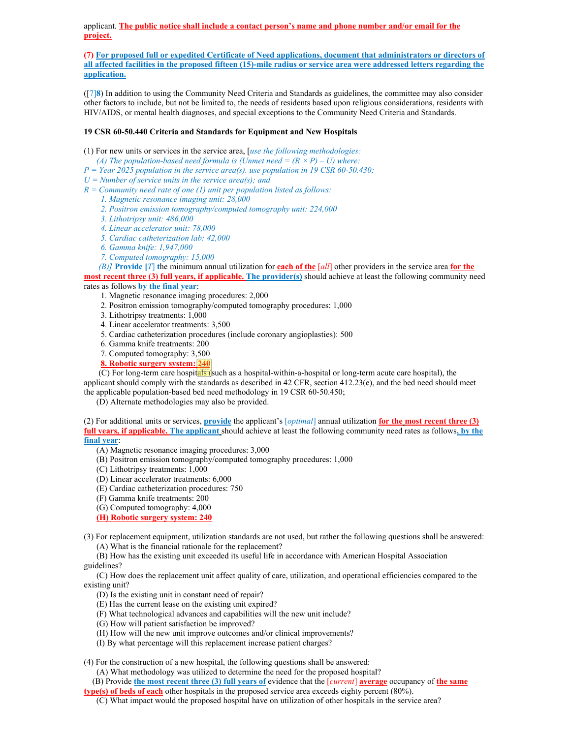applicant. **The public notice shall include a contact person's name and phone number and/or email for the project.**

**(7) For proposed full or expedited Certificate of Need applications, document that administrators or directors of all affected facilities in the proposed fifteen (15)-mile radius or service area were addressed letters regarding the application.**

([7]**8**) In addition to using the Community Need Criteria and Standards as guidelines, the committee may also consider other factors to include, but not be limited to, the needs of residents based upon religious considerations, residents with HIV/AIDS, or mental health diagnoses, and special exceptions to the Community Need Criteria and Standards.

**19 CSR 60-50.440 Criteria and Standards for Equipment and New Hospitals**

(1) For new units or services in the service area, [*use the following methodologies:*

*(A) The population-based need formula is (Unmet need = (R × P) – U) where:*

*P = Year 2025 population in the service area(s). use population in 19 CSR 60-50.430;*

*U = Number of service units in the service area(s); and*

*R = Community need rate of one (1) unit per population listed as follows:*

*1. Magnetic resonance imaging unit: 28,000*

*2. Positron emission tomography/computed tomography unit: 224,000*

*3. Lithotripsy unit: 486,000*

*4. Linear accelerator unit: 78,000*

*5. Cardiac catheterization lab: 42,000*

*6. Gamma knife: 1,947,000*

*7. Computed tomography: 15,000*

*(B)]* **Provide** [*T*] the minimum annual utilization for **each of the** [*all*] other providers in the service area **for the most recent three (3) full years, if applicable. The provider(s)** should achieve at least the following community need rates as follows **by the final year**:

1. Magnetic resonance imaging procedures: 2,000
2. Positron emission tomography/computed tomography procedures: 1,000
3. Lithotripsy treatments: 1,000
4. Linear accelerator treatments: 3,500
5. Cardiac catheterization procedures (include coronary angioplasties): 500
6. Gamma knife treatments: 200
7. Computed tomography: 3,500
8. **Robotic surgery system: 240**

(C) For long-term care hospitals (such as a hospital-within-a-hospital or long-term acute care hospital), the applicant should comply with the standards as described in 42 CFR, section 412.23(e), and the bed need should meet the applicable population-based bed need methodology in 19 CSR 60-50.450;

(D) Alternate methodologies may also be provided.

(2) For additional units or services, **provide** the applicant's [*optimal*] annual utilization **for the most recent three (3) full years, if applicable. The applicant** should achieve at least the following community need rates as follows**, by the final year**:

(A) Magnetic resonance imaging procedures: 3,000

(B) Positron emission tomography/computed tomography procedures: 1,000

(C) Lithotripsy treatments: 1,000

(D) Linear accelerator treatments: 6,000

(E) Cardiac catheterization procedures: 750

(F) Gamma knife treatments: 200

(G) Computed tomography: 4,000

**(H) Robotic surgery system: 240**

(3) For replacement equipment, utilization standards are not used, but rather the following questions shall be answered:

(A) What is the financial rationale for the replacement?

(B) How has the existing unit exceeded its useful life in accordance with American Hospital Association guidelines?

(C) How does the replacement unit affect quality of care, utilization, and operational efficiencies compared to the existing unit?

(D) Is the existing unit in constant need of repair?

(E) Has the current lease on the existing unit expired?

(F) What technological advances and capabilities will the new unit include?

(G) How will patient satisfaction be improved?

(H) How will the new unit improve outcomes and/or clinical improvements?

(I) By what percentage will this replacement increase patient charges?

(4) For the construction of a new hospital, the following questions shall be answered:

(A) What methodology was utilized to determine the need for the proposed hospital?

(B) Provide **the most recent three (3) full years of** evidence that the [*current*] **average** occupancy of **the same type(s) of beds of each** other hospitals in the proposed service area exceeds eighty percent (80%).

(C) What impact would the proposed hospital have on utilization of other hospitals in the service area?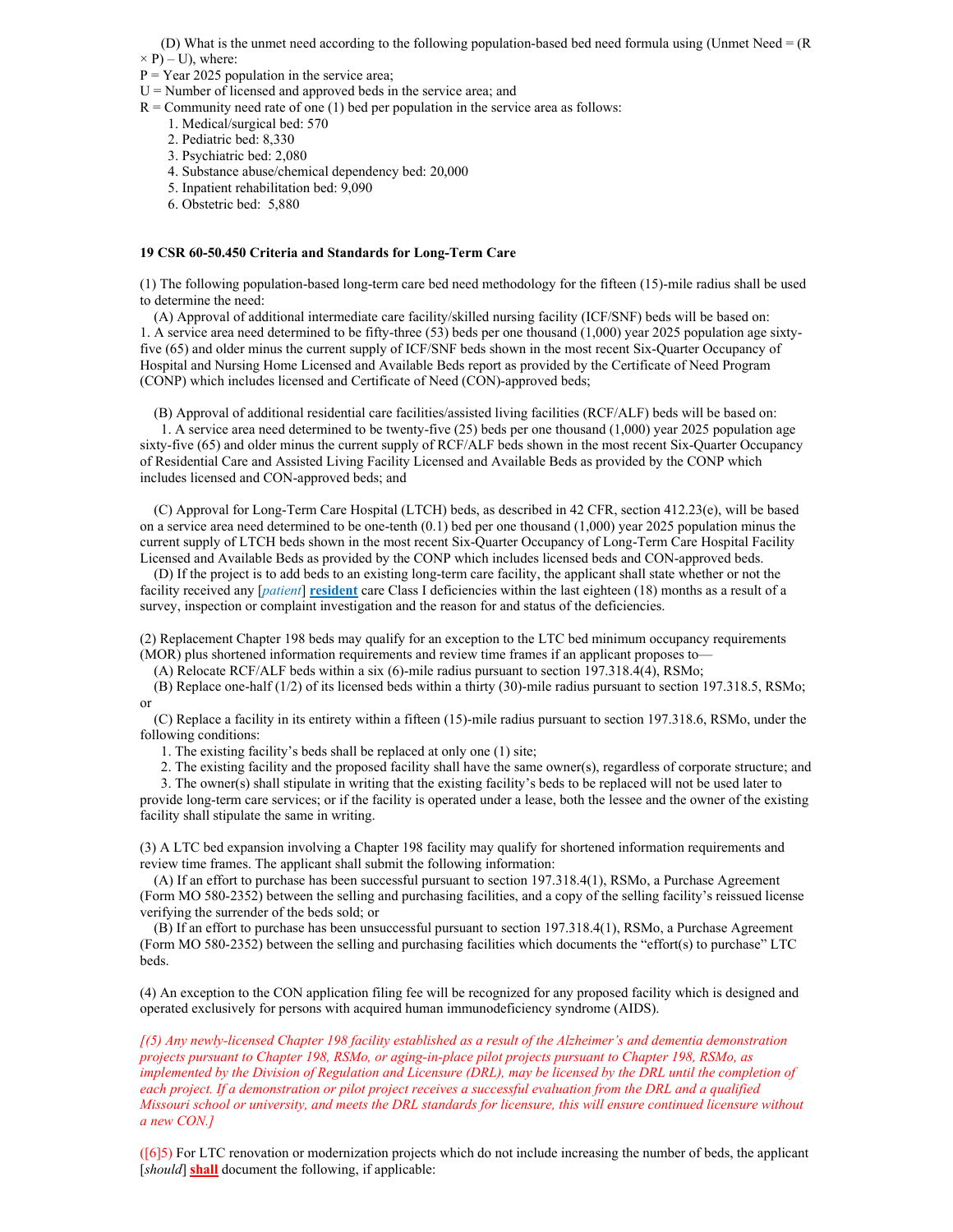(D) What is the unmet need according to the following population-based bed need formula using (Unmet Need = $(R \times P) - U$), where:

P = Year 2025 population in the service area;

U = Number of licensed and approved beds in the service area; and

R = Community need rate of one (1) bed per population in the service area as follows:

1. Medical/surgical bed: 570
2. Pediatric bed: 8,330
3. Psychiatric bed: 2,080
4. Substance abuse/chemical dependency bed: 20,000
5. Inpatient rehabilitation bed: 9,090
6. Obstetric bed: 5,880

**19 CSR 60-50.450 Criteria and Standards for Long-Term Care**

(1) The following population-based long-term care bed need methodology for the fifteen (15)-mile radius shall be used to determine the need:

(A) Approval of additional intermediate care facility/skilled nursing facility (ICF/SNF) beds will be based on:

1. A service area need determined to be fifty-three (53) beds per one thousand (1,000) year 2025 population age sixty-five (65) and older minus the current supply of ICF/SNF beds shown in the most recent Six-Quarter Occupancy of Hospital and Nursing Home Licensed and Available Beds report as provided by the Certificate of Need Program (CONP) which includes licensed and Certificate of Need (CON)-approved beds;

(B) Approval of additional residential care facilities/assisted living facilities (RCF/ALF) beds will be based on:

1. A service area need determined to be twenty-five (25) beds per one thousand (1,000) year 2025 population age sixty-five (65) and older minus the current supply of RCF/ALF beds shown in the most recent Six-Quarter Occupancy of Residential Care and Assisted Living Facility Licensed and Available Beds as provided by the CONP which includes licensed and CON-approved beds; and

(C) Approval for Long-Term Care Hospital (LTCH) beds, as described in 42 CFR, section 412.23(e), will be based on a service area need determined to be one-tenth (0.1) bed per one thousand (1,000) year 2025 population minus the current supply of LTCH beds shown in the most recent Six-Quarter Occupancy of Long-Term Care Hospital Facility Licensed and Available Beds as provided by the CONP which includes licensed beds and CON-approved beds.

(D) If the project is to add beds to an existing long-term care facility, the applicant shall state whether or not the facility received any [*patient*] **resident** care Class I deficiencies within the last eighteen (18) months as a result of a survey, inspection or complaint investigation and the reason for and status of the deficiencies.

(2) Replacement Chapter 198 beds may qualify for an exception to the LTC bed minimum occupancy requirements (MOR) plus shortened information requirements and review time frames if an applicant proposes to—

(A) Relocate RCF/ALF beds within a six (6)-mile radius pursuant to section 197.318.4(4), RSMo;

(B) Replace one-half (1/2) of its licensed beds within a thirty (30)-mile radius pursuant to section 197.318.5, RSMo; or

(C) Replace a facility in its entirety within a fifteen (15)-mile radius pursuant to section 197.318.6, RSMo, under the following conditions:

1. The existing facility's beds shall be replaced at only one (1) site;
2. The existing facility and the proposed facility shall have the same owner(s), regardless of corporate structure; and
3. The owner(s) shall stipulate in writing that the existing facility's beds to be replaced will not be used later to provide long-term care services; or if the facility is operated under a lease, both the lessee and the owner of the existing facility shall stipulate the same in writing.

(3) A LTC bed expansion involving a Chapter 198 facility may qualify for shortened information requirements and review time frames. The applicant shall submit the following information:

(A) If an effort to purchase has been successful pursuant to section 197.318.4(1), RSMo, a Purchase Agreement (Form MO 580-2352) between the selling and purchasing facilities, and a copy of the selling facility's reissued license verifying the surrender of the beds sold; or

(B) If an effort to purchase has been unsuccessful pursuant to section 197.318.4(1), RSMo, a Purchase Agreement (Form MO 580-2352) between the selling and purchasing facilities which documents the "effort(s) to purchase" LTC beds.

(4) An exception to the CON application filing fee will be recognized for any proposed facility which is designed and operated exclusively for persons with acquired human immunodeficiency syndrome (AIDS).

*[(5) Any newly-licensed Chapter 198 facility established as a result of the Alzheimer's and dementia demonstration projects pursuant to Chapter 198, RSMo, or aging-in-place pilot projects pursuant to Chapter 198, RSMo, as implemented by the Division of Regulation and Licensure (DRL), may be licensed by the DRL until the completion of each project. If a demonstration or pilot project receives a successful evaluation from the DRL and a qualified Missouri school or university, and meets the DRL standards for licensure, this will ensure continued licensure without a new CON.]*

([6]5) For LTC renovation or modernization projects which do not include increasing the number of beds, the applicant [*should*] **shall** document the following, if applicable: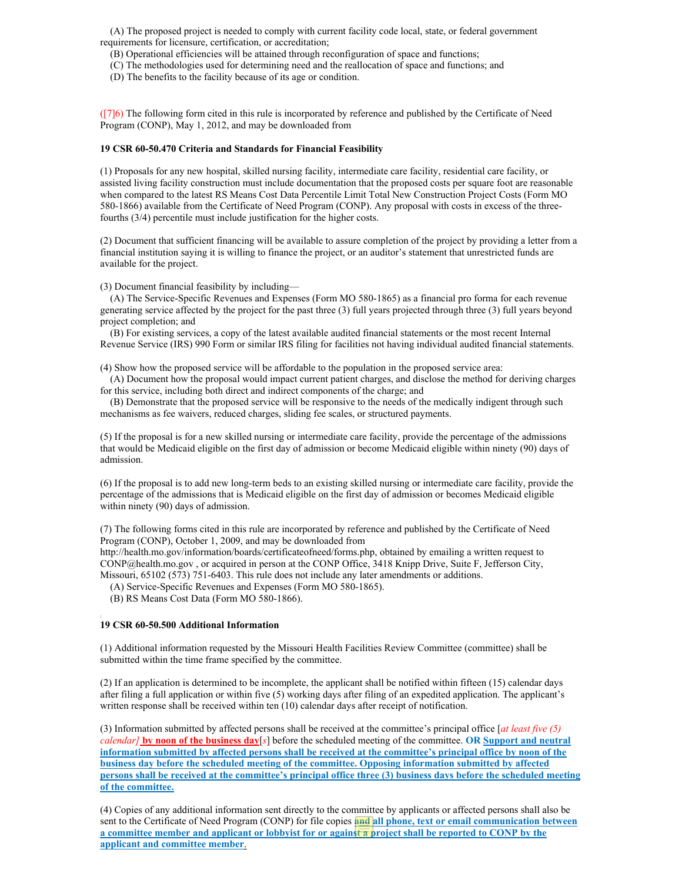(A) The proposed project is needed to comply with current facility code local, state, or federal government requirements for licensure, certification, or accreditation;
(B) Operational efficiencies will be attained through reconfiguration of space and functions;
(C) The methodologies used for determining need and the reallocation of space and functions; and
(D) The benefits to the facility because of its age or condition.

([7]6) The following form cited in this rule is incorporated by reference and published by the Certificate of Need Program (CONP), May 1, 2012, and may be downloaded from

**19 CSR 60-50.470 Criteria and Standards for Financial Feasibility**

(1) Proposals for any new hospital, skilled nursing facility, intermediate care facility, residential care facility, or assisted living facility construction must include documentation that the proposed costs per square foot are reasonable when compared to the latest RS Means Cost Data Percentile Limit Total New Construction Project Costs (Form MO 580-1866) available from the Certificate of Need Program (CONP). Any proposal with costs in excess of the three-fourths (3/4) percentile must include justification for the higher costs.

(2) Document that sufficient financing will be available to assure completion of the project by providing a letter from a financial institution saying it is willing to finance the project, or an auditor's statement that unrestricted funds are available for the project.

(3) Document financial feasibility by including—
(A) The Service-Specific Revenues and Expenses (Form MO 580-1865) as a financial pro forma for each revenue generating service affected by the project for the past three (3) full years projected through three (3) full years beyond project completion; and
(B) For existing services, a copy of the latest available audited financial statements or the most recent Internal Revenue Service (IRS) 990 Form or similar IRS filing for facilities not having individual audited financial statements.

(4) Show how the proposed service will be affordable to the population in the proposed service area:
(A) Document how the proposal would impact current patient charges, and disclose the method for deriving charges for this service, including both direct and indirect components of the charge; and
(B) Demonstrate that the proposed service will be responsive to the needs of the medically indigent through such mechanisms as fee waivers, reduced charges, sliding fee scales, or structured payments.

(5) If the proposal is for a new skilled nursing or intermediate care facility, provide the percentage of the admissions that would be Medicaid eligible on the first day of admission or become Medicaid eligible within ninety (90) days of admission.

(6) If the proposal is to add new long-term beds to an existing skilled nursing or intermediate care facility, provide the percentage of the admissions that is Medicaid eligible on the first day of admission or becomes Medicaid eligible within ninety (90) days of admission.

(7) The following forms cited in this rule are incorporated by reference and published by the Certificate of Need Program (CONP), October 1, 2009, and may be downloaded from http://health.mo.gov/information/boards/certificateofneed/forms.php, obtained by emailing a written request to CONP@health.mo.gov , or acquired in person at the CONP Office, 3418 Knipp Drive, Suite F, Jefferson City, Missouri, 65102 (573) 751-6403. This rule does not include any later amendments or additions.
(A) Service-Specific Revenues and Expenses (Form MO 580-1865).
(B) RS Means Cost Data (Form MO 580-1866).

**19 CSR 60-50.500 Additional Information**

(1) Additional information requested by the Missouri Health Facilities Review Committee (committee) shall be submitted within the time frame specified by the committee.

(2) If an application is determined to be incomplete, the applicant shall be notified within fifteen (15) calendar days after filing a full application or within five (5) working days after filing of an expedited application. The applicant's written response shall be received within ten (10) calendar days after receipt of notification.

(3) Information submitted by affected persons shall be received at the committee's principal office [*at least five (5) calendar]* **by noon of the business day**[*s*] before the scheduled meeting of the committee. **OR Support and neutral information submitted by affected persons shall be received at the committee's principal office by noon of the business day before the scheduled meeting of the committee. Opposing information submitted by affected persons shall be received at the committee's principal office three (3) business days before the scheduled meeting of the committee.**

(4) Copies of any additional information sent directly to the committee by applicants or affected persons shall also be sent to the Certificate of Need Program (CONP) for file copies **and all phone, text or email communication between a committee member and applicant or lobbyist for or against a project shall be reported to CONP by the applicant and committee member**.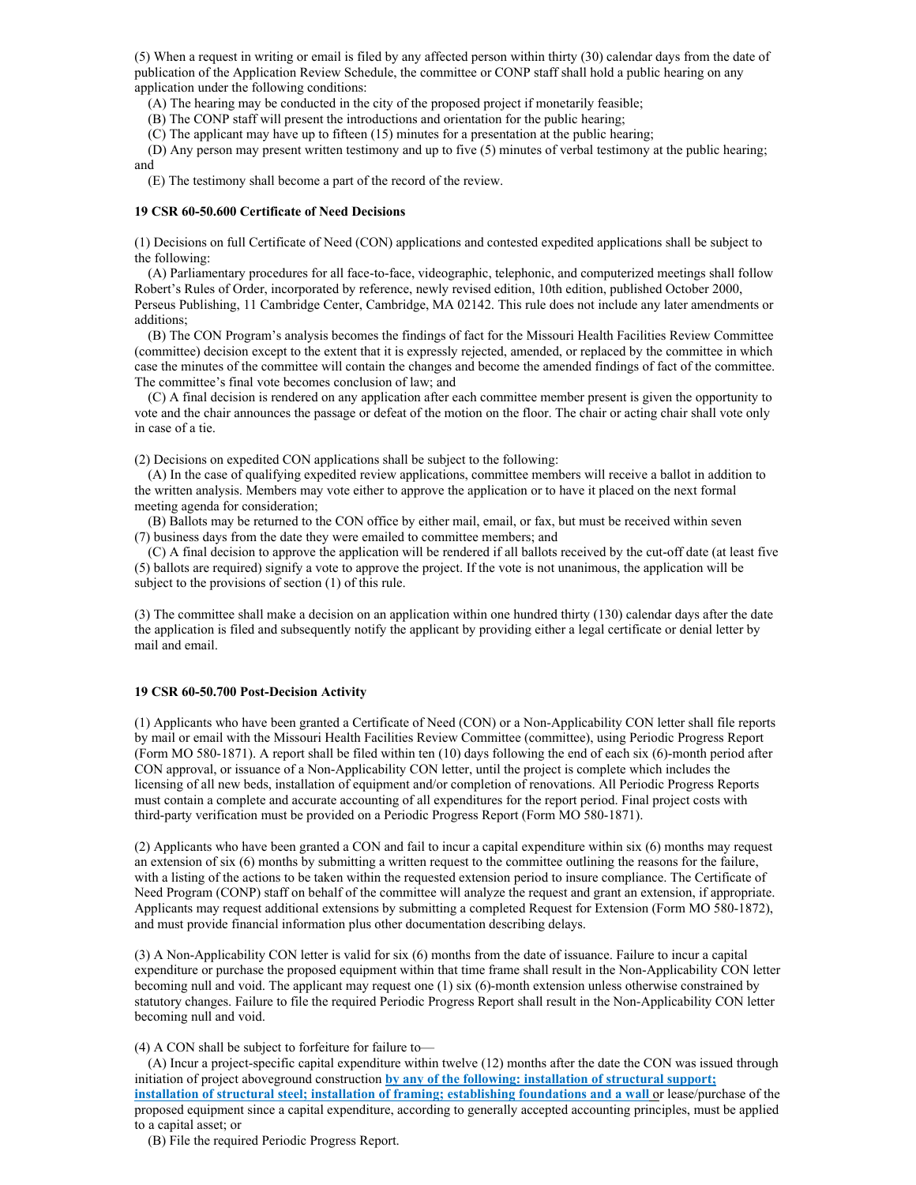(5) When a request in writing or email is filed by any affected person within thirty (30) calendar days from the date of publication of the Application Review Schedule, the committee or CONP staff shall hold a public hearing on any application under the following conditions:

(A) The hearing may be conducted in the city of the proposed project if monetarily feasible;

(B) The CONP staff will present the introductions and orientation for the public hearing;

(C) The applicant may have up to fifteen (15) minutes for a presentation at the public hearing;

(D) Any person may present written testimony and up to five (5) minutes of verbal testimony at the public hearing; and

(E) The testimony shall become a part of the record of the review.

**19 CSR 60-50.600 Certificate of Need Decisions**

(1) Decisions on full Certificate of Need (CON) applications and contested expedited applications shall be subject to the following:

(A) Parliamentary procedures for all face-to-face, videographic, telephonic, and computerized meetings shall follow Robert's Rules of Order, incorporated by reference, newly revised edition, 10th edition, published October 2000, Perseus Publishing, 11 Cambridge Center, Cambridge, MA 02142. This rule does not include any later amendments or additions;

(B) The CON Program's analysis becomes the findings of fact for the Missouri Health Facilities Review Committee (committee) decision except to the extent that it is expressly rejected, amended, or replaced by the committee in which case the minutes of the committee will contain the changes and become the amended findings of fact of the committee. The committee's final vote becomes conclusion of law; and

(C) A final decision is rendered on any application after each committee member present is given the opportunity to vote and the chair announces the passage or defeat of the motion on the floor. The chair or acting chair shall vote only in case of a tie.

(2) Decisions on expedited CON applications shall be subject to the following:

(A) In the case of qualifying expedited review applications, committee members will receive a ballot in addition to the written analysis. Members may vote either to approve the application or to have it placed on the next formal meeting agenda for consideration;

(B) Ballots may be returned to the CON office by either mail, email, or fax, but must be received within seven (7) business days from the date they were emailed to committee members; and

(C) A final decision to approve the application will be rendered if all ballots received by the cut-off date (at least five (5) ballots are required) signify a vote to approve the project. If the vote is not unanimous, the application will be subject to the provisions of section (1) of this rule.

(3) The committee shall make a decision on an application within one hundred thirty (130) calendar days after the date the application is filed and subsequently notify the applicant by providing either a legal certificate or denial letter by mail and email.

**19 CSR 60-50.700 Post-Decision Activity**

(1) Applicants who have been granted a Certificate of Need (CON) or a Non-Applicability CON letter shall file reports by mail or email with the Missouri Health Facilities Review Committee (committee), using Periodic Progress Report (Form MO 580-1871). A report shall be filed within ten (10) days following the end of each six (6)-month period after CON approval, or issuance of a Non-Applicability CON letter, until the project is complete which includes the licensing of all new beds, installation of equipment and/or completion of renovations. All Periodic Progress Reports must contain a complete and accurate accounting of all expenditures for the report period. Final project costs with third-party verification must be provided on a Periodic Progress Report (Form MO 580-1871).

(2) Applicants who have been granted a CON and fail to incur a capital expenditure within six (6) months may request an extension of six (6) months by submitting a written request to the committee outlining the reasons for the failure, with a listing of the actions to be taken within the requested extension period to insure compliance. The Certificate of Need Program (CONP) staff on behalf of the committee will analyze the request and grant an extension, if appropriate. Applicants may request additional extensions by submitting a completed Request for Extension (Form MO 580-1872), and must provide financial information plus other documentation describing delays.

(3) A Non-Applicability CON letter is valid for six (6) months from the date of issuance. Failure to incur a capital expenditure or purchase the proposed equipment within that time frame shall result in the Non-Applicability CON letter becoming null and void. The applicant may request one (1) six (6)-month extension unless otherwise constrained by statutory changes. Failure to file the required Periodic Progress Report shall result in the Non-Applicability CON letter becoming null and void.

(4) A CON shall be subject to forfeiture for failure to—

(A) Incur a project-specific capital expenditure within twelve (12) months after the date the CON was issued through initiation of project aboveground construction **by any of the following: installation of structural support; installation of structural steel; installation of framing; establishing foundations and a wall** or lease/purchase of the proposed equipment since a capital expenditure, according to generally accepted accounting principles, must be applied to a capital asset; or

(B) File the required Periodic Progress Report.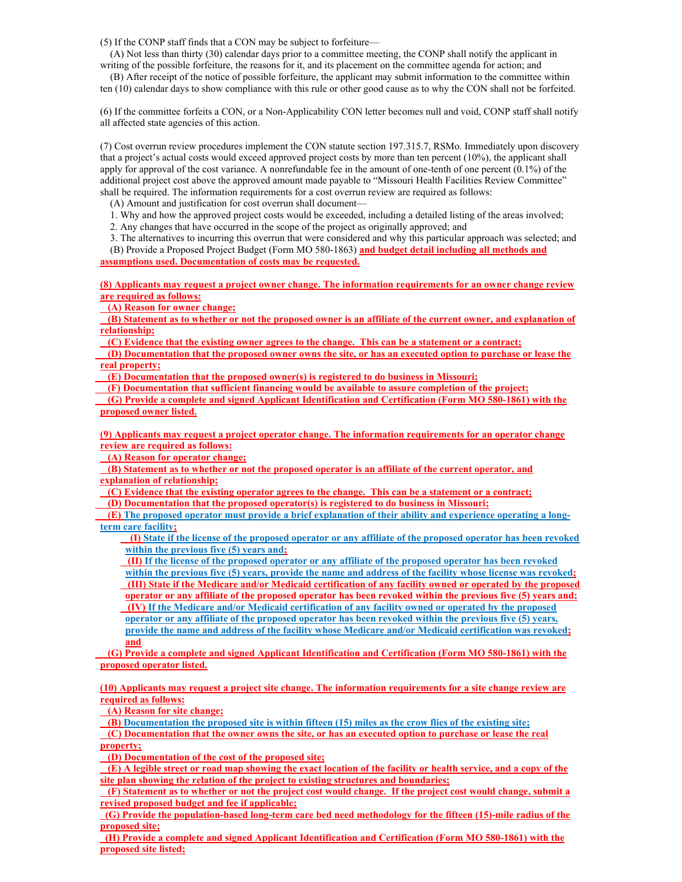(5) If the CONP staff finds that a CON may be subject to forfeiture—

(A) Not less than thirty (30) calendar days prior to a committee meeting, the CONP shall notify the applicant in writing of the possible forfeiture, the reasons for it, and its placement on the committee agenda for action; and

(B) After receipt of the notice of possible forfeiture, the applicant may submit information to the committee within ten (10) calendar days to show compliance with this rule or other good cause as to why the CON shall not be forfeited.

(6) If the committee forfeits a CON, or a Non-Applicability CON letter becomes null and void, CONP staff shall notify all affected state agencies of this action.

(7) Cost overrun review procedures implement the CON statute section 197.315.7, RSMo. Immediately upon discovery that a project's actual costs would exceed approved project costs by more than ten percent (10%), the applicant shall apply for approval of the cost variance. A nonrefundable fee in the amount of one-tenth of one percent (0.1%) of the additional project cost above the approved amount made payable to "Missouri Health Facilities Review Committee" shall be required. The information requirements for a cost overrun review are required as follows:

(A) Amount and justification for cost overrun shall document—

1. Why and how the approved project costs would be exceeded, including a detailed listing of the areas involved;
2. Any changes that have occurred in the scope of the project as originally approved; and
3. The alternatives to incurring this overrun that were considered and why this particular approach was selected; and

(B) Provide a Proposed Project Budget (Form MO 580-1863) **and budget detail including all methods and assumptions used. Documentation of costs may be requested.**

**(8) Applicants may request a project owner change. The information requirements for an owner change review are required as follows:**

**(A) Reason for owner change;**

**(B) Statement as to whether or not the proposed owner is an affiliate of the current owner, and explanation of relationship;**

**(C) Evidence that the existing owner agrees to the change. This can be a statement or a contract;**

**(D) Documentation that the proposed owner owns the site, or has an executed option to purchase or lease the real property;**

**(E) Documentation that the proposed owner(s) is registered to do business in Missouri;**

**(F) Documentation that sufficient financing would be available to assure completion of the project;**

**(G) Provide a complete and signed Applicant Identification and Certification (Form MO 580-1861) with the proposed owner listed.**

**(9) Applicants may request a project operator change. The information requirements for an operator change review are required as follows:**

**(A) Reason for operator change;**

**(B) Statement as to whether or not the proposed operator is an affiliate of the current operator, and explanation of relationship;**

**(C) Evidence that the existing operator agrees to the change. This can be a statement or a contract;**

**(D) Documentation that the proposed operator(s) is registered to do business in Missouri;**

**(E) The proposed operator must provide a brief explanation of their ability and experience operating a long-term care facility;**

**(I) State if the license of the proposed operator or any affiliate of the proposed operator has been revoked within the previous five (5) years and;**

**(II) If the license of the proposed operator or any affiliate of the proposed operator has been revoked within the previous five (5) years, provide the name and address of the facility whose license was revoked;**

**(III) State if the Medicare and/or Medicaid certification of any facility owned or operated by the proposed operator or any affiliate of the proposed operator has been revoked within the previous five (5) years and;**

**(IV) If the Medicare and/or Medicaid certification of any facility owned or operated by the proposed operator or any affiliate of the proposed operator has been revoked within the previous five (5) years, provide the name and address of the facility whose Medicare and/or Medicaid certification was revoked; and**

**(G) Provide a complete and signed Applicant Identification and Certification (Form MO 580-1861) with the proposed operator listed.**

**(10) Applicants may request a project site change. The information requirements for a site change review are required as follows:**

**(A) Reason for site change;**

**(B) Documentation the proposed site is within fifteen (15) miles as the crow flies of the existing site;**

**(C) Documentation that the owner owns the site, or has an executed option to purchase or lease the real property;**

**(D) Documentation of the cost of the proposed site;**

**(E) A legible street or road map showing the exact location of the facility or health service, and a copy of the site plan showing the relation of the project to existing structures and boundaries;**

**(F) Statement as to whether or not the project cost would change. If the project cost would change, submit a revised proposed budget and fee if applicable;**

**(G) Provide the population-based long-term care bed need methodology for the fifteen (15)-mile radius of the proposed site;**

**(H) Provide a complete and signed Applicant Identification and Certification (Form MO 580-1861) with the proposed site listed;**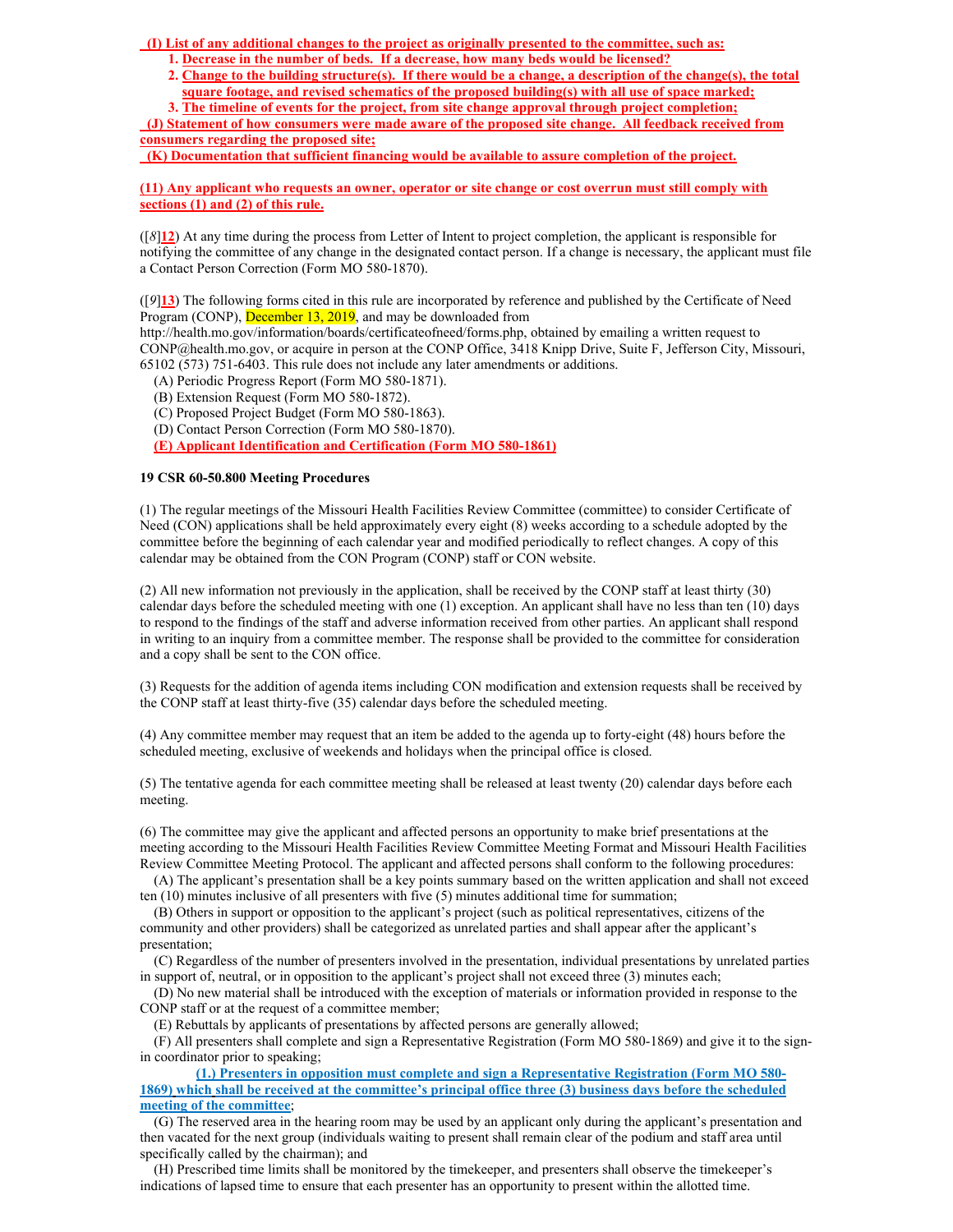**(I) List of any additional changes to the project as originally presented to the committee, such as:**

1. **Decrease in the number of beds. If a decrease, how many beds would be licensed?**
2. **Change to the building structure(s). If there would be a change, a description of the change(s), the total square footage, and revised schematics of the proposed building(s) with all use of space marked;**
3. **The timeline of events for the project, from site change approval through project completion;**

**(J) Statement of how consumers were made aware of the proposed site change. All feedback received from consumers regarding the proposed site;**

**(K) Documentation that sufficient financing would be available to assure completion of the project.**

**(11) Any applicant who requests an owner, operator or site change or cost overrun must still comply with sections (1) and (2) of this rule.**

([*8*]**12**) At any time during the process from Letter of Intent to project completion, the applicant is responsible for notifying the committee of any change in the designated contact person. If a change is necessary, the applicant must file a Contact Person Correction (Form MO 580-1870).

([*9*]**13**) The following forms cited in this rule are incorporated by reference and published by the Certificate of Need Program (CONP), December 13, 2019, and may be downloaded from http://health.mo.gov/information/boards/certificateofneed/forms.php, obtained by emailing a written request to CONP@health.mo.gov, or acquire in person at the CONP Office, 3418 Knipp Drive, Suite F, Jefferson City, Missouri, 65102 (573) 751-6403. This rule does not include any later amendments or additions.

(A) Periodic Progress Report (Form MO 580-1871).
(B) Extension Request (Form MO 580-1872).
(C) Proposed Project Budget (Form MO 580-1863).
(D) Contact Person Correction (Form MO 580-1870).
**(E) Applicant Identification and Certification (Form MO 580-1861)**

**19 CSR 60-50.800 Meeting Procedures**

(1) The regular meetings of the Missouri Health Facilities Review Committee (committee) to consider Certificate of Need (CON) applications shall be held approximately every eight (8) weeks according to a schedule adopted by the committee before the beginning of each calendar year and modified periodically to reflect changes. A copy of this calendar may be obtained from the CON Program (CONP) staff or CON website.

(2) All new information not previously in the application, shall be received by the CONP staff at least thirty (30) calendar days before the scheduled meeting with one (1) exception. An applicant shall have no less than ten (10) days to respond to the findings of the staff and adverse information received from other parties. An applicant shall respond in writing to an inquiry from a committee member. The response shall be provided to the committee for consideration and a copy shall be sent to the CON office.

(3) Requests for the addition of agenda items including CON modification and extension requests shall be received by the CONP staff at least thirty-five (35) calendar days before the scheduled meeting.

(4) Any committee member may request that an item be added to the agenda up to forty-eight (48) hours before the scheduled meeting, exclusive of weekends and holidays when the principal office is closed.

(5) The tentative agenda for each committee meeting shall be released at least twenty (20) calendar days before each meeting.

(6) The committee may give the applicant and affected persons an opportunity to make brief presentations at the meeting according to the Missouri Health Facilities Review Committee Meeting Format and Missouri Health Facilities Review Committee Meeting Protocol. The applicant and affected persons shall conform to the following procedures:

(A) The applicant's presentation shall be a key points summary based on the written application and shall not exceed ten (10) minutes inclusive of all presenters with five (5) additional time for summation;

(B) Others in support or opposition to the applicant's project (such as political representatives, citizens of the community and other providers) shall be categorized as unrelated parties and shall appear after the applicant's presentation;

(C) Regardless of the number of presenters involved in the presentation, individual presentations by unrelated parties in support of, neutral, or in opposition to the applicant's project shall not exceed three (3) minutes each;

(D) No new material shall be introduced with the exception of materials or information provided in response to the CONP staff or at the request of a committee member;

(E) Rebuttals by applicants of presentations by affected persons are generally allowed;

(F) All presenters shall complete and sign a Representative Registration (Form MO 580-1869) and give it to the sign-in coordinator prior to speaking;

**(1.) Presenters in opposition must complete and sign a Representative Registration (Form MO 580-1869) which shall be received at the committee's principal office three (3) business days before the scheduled meeting of the committee**;

(G) The reserved area in the hearing room may be used by an applicant only during the applicant's presentation and then vacated for the next group (individuals waiting to present shall remain clear of the podium and staff area until specifically called by the chairman); and

(H) Prescribed time limits shall be monitored by the timekeeper, and presenters shall observe the timekeeper's indications of lapsed time to ensure that each presenter has an opportunity to present within the allotted time.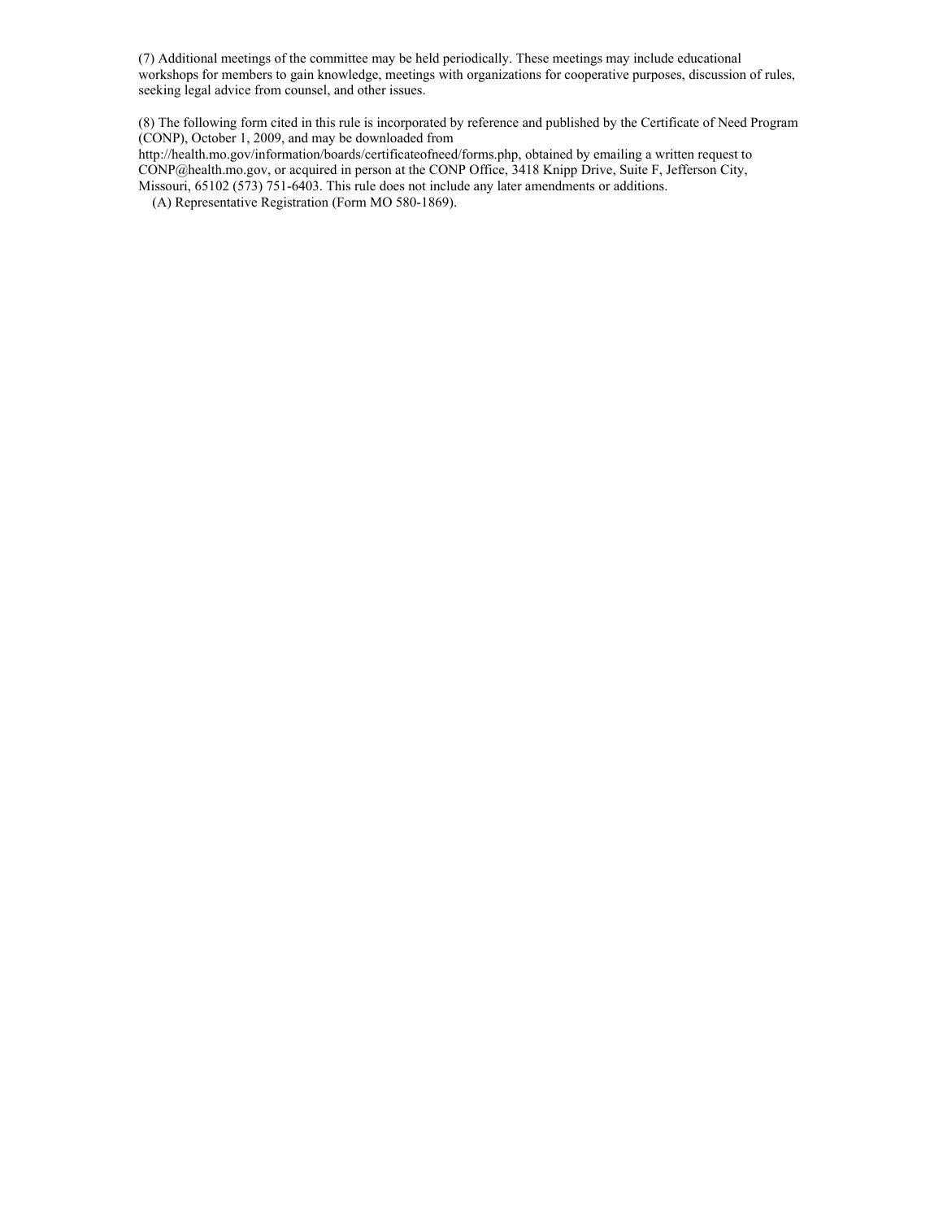(7) Additional meetings of the committee may be held periodically. These meetings may include educational workshops for members to gain knowledge, meetings with organizations for cooperative purposes, discussion of rules, seeking legal advice from counsel, and other issues.

(8) The following form cited in this rule is incorporated by reference and published by the Certificate of Need Program (CONP), October 1, 2009, and may be downloaded from http://health.mo.gov/information/boards/certificateofneed/forms.php, obtained by emailing a written request to CONP@health.mo.gov, or acquired in person at the CONP Office, 3418 Knipp Drive, Suite F, Jefferson City, Missouri, 65102 (573) 751-6403. This rule does not include any later amendments or additions.

(A) Representative Registration (Form MO 580-1869).